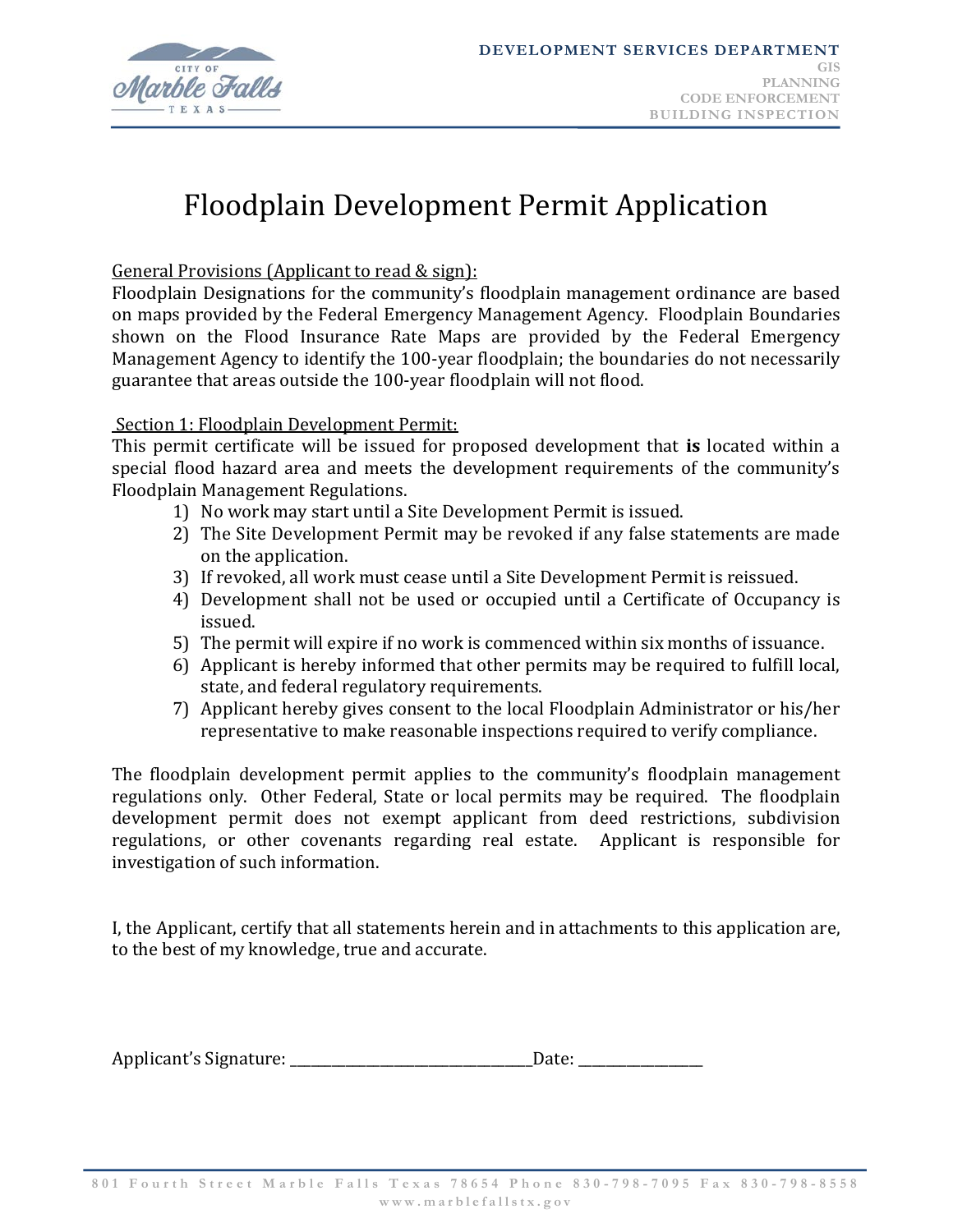DEVELOPMENT SERVICES DEPARTMENT
GIS
PLANNING
CODE ENFORCEMENT
BUILDING INSPECTION

# Floodplain Development Permit Application

General Provisions (Applicant to read & sign):

Floodplain Designations for the community's floodplain management ordinance are based on maps provided by the Federal Emergency Management Agency. Floodplain Boundaries shown on the Flood Insurance Rate Maps are provided by the Federal Emergency Management Agency to identify the 100-year floodplain; the boundaries do not necessarily guarantee that areas outside the 100-year floodplain will not flood.

Section 1: Floodplain Development Permit:

This permit certificate will be issued for proposed development that **is** located within a special flood hazard area and meets the development requirements of the community's Floodplain Management Regulations.

1) No work may start until a Site Development Permit is issued.
2) The Site Development Permit may be revoked if any false statements are made on the application.
3) If revoked, all work must cease until a Site Development Permit is reissued.
4) Development shall not be used or occupied until a Certificate of Occupancy is issued.
5) The permit will expire if no work is commenced within six months of issuance.
6) Applicant is hereby informed that other permits may be required to fulfill local, state, and federal regulatory requirements.
7) Applicant hereby gives consent to the local Floodplain Administrator or his/her representative to make reasonable inspections required to verify compliance.

The floodplain development permit applies to the community's floodplain management regulations only. Other Federal, State or local permits may be required. The floodplain development permit does not exempt applicant from deed restrictions, subdivision regulations, or other covenants regarding real estate. Applicant is responsible for investigation of such information.

I, the Applicant, certify that all statements herein and in attachments to this application are, to the best of my knowledge, true and accurate.

Applicant's Signature: ________________________________Date: ________________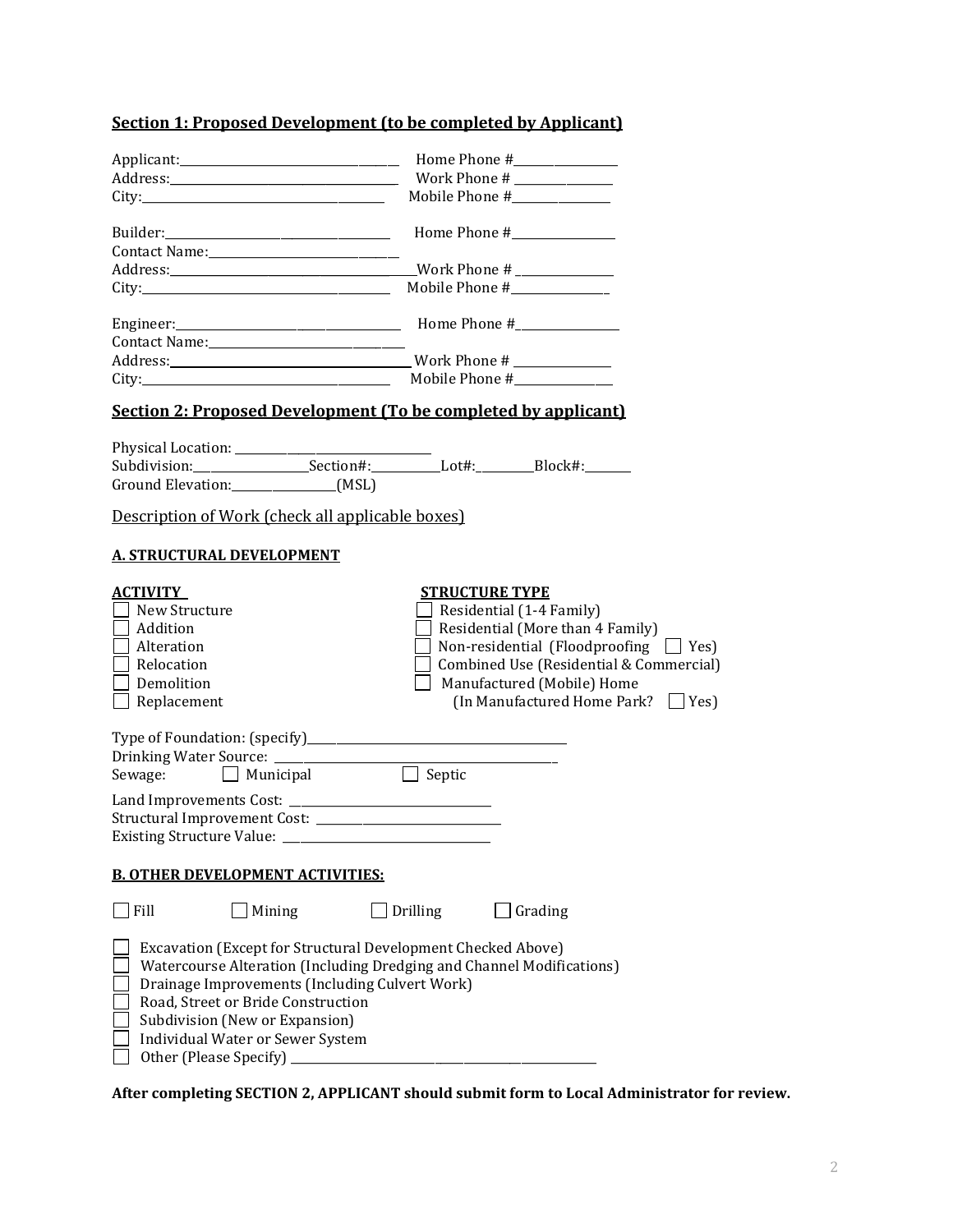## Section 1: Proposed Development (to be completed by Applicant)

Applicant:\_\_\_\_\_\_\_\_\_\_\_\_\_\_\_\_\_\_\_\_\_\_\_\_\_\_\_\_\_\_\_\_\_\_\_\_ Home Phone #\_\_\_\_\_\_\_\_\_\_\_\_\_\_\_\_\_
Address:\_\_\_\_\_\_\_\_\_\_\_\_\_\_\_\_\_\_\_\_\_\_\_\_\_\_\_\_\_\_\_\_\_\_\_\_\_ Work Phone # \_\_\_\_\_\_\_\_\_\_\_\_\_\_\_\_
City:\_\_\_\_\_\_\_\_\_\_\_\_\_\_\_\_\_\_\_\_\_\_\_\_\_\_\_\_\_\_\_\_\_\_\_\_\_\_\_ Mobile Phone #\_\_\_\_\_\_\_\_\_\_\_\_\_\_\_\_

Builder:\_\_\_\_\_\_\_\_\_\_\_\_\_\_\_\_\_\_\_\_\_\_\_\_\_\_\_\_\_\_\_\_\_\_\_\_ Home Phone #\_\_\_\_\_\_\_\_\_\_\_\_\_\_\_\_\_
Contact Name:\_\_\_\_\_\_\_\_\_\_\_\_\_\_\_\_\_\_\_\_\_\_\_\_\_\_\_\_\_\_\_\_
Address:\_\_\_\_\_\_\_\_\_\_\_\_\_\_\_\_\_\_\_\_\_\_\_\_\_\_\_\_\_\_\_\_\_\_\_\_\_\_Work Phone # \_\_\_\_\_\_\_\_\_\_\_\_\_\_\_\_
City:\_\_\_\_\_\_\_\_\_\_\_\_\_\_\_\_\_\_\_\_\_\_\_\_\_\_\_\_\_\_\_\_\_\_\_\_\_\_\_ Mobile Phone #\_\_\_\_\_\_\_\_\_\_\_\_\_\_\_\_

Engineer:\_\_\_\_\_\_\_\_\_\_\_\_\_\_\_\_\_\_\_\_\_\_\_\_\_\_\_\_\_\_\_\_\_\_\_\_ Home Phone #\_\_\_\_\_\_\_\_\_\_\_\_\_\_\_\_\_
Contact Name:\_\_\_\_\_\_\_\_\_\_\_\_\_\_\_\_\_\_\_\_\_\_\_\_\_\_\_\_\_\_\_\_
Address:\_\_\_\_\_\_\_\_\_\_\_\_\_\_\_\_\_\_\_\_\_\_\_\_\_\_\_\_\_\_\_\_\_\_\_\_\_\_ Work Phone # \_\_\_\_\_\_\_\_\_\_\_\_\_\_\_\_
City:\_\_\_\_\_\_\_\_\_\_\_\_\_\_\_\_\_\_\_\_\_\_\_\_\_\_\_\_\_\_\_\_\_\_\_\_\_\_\_ Mobile Phone #\_\_\_\_\_\_\_\_\_\_\_\_\_\_\_\_

## Section 2: Proposed Development (To be completed by applicant)

Physical Location: \_\_\_\_\_\_\_\_\_\_\_\_\_\_\_\_\_\_\_\_\_\_\_\_\_\_\_\_\_\_
Subdivision:\_\_\_\_\_\_\_\_\_\_\_\_\_\_\_\_\_\_Section#:\_\_\_\_\_\_\_\_\_\_\_Lot#:\_\_\_\_\_\_\_\_\_Block#:\_\_\_\_\_\_\_\_
Ground Elevation:\_\_\_\_\_\_\_\_\_\_\_\_\_\_\_\_\_(MSL)

Description of Work (check all applicable boxes)

### A. STRUCTURAL DEVELOPMENT

**ACTIVITY**
- ☐ New Structure
- ☐ Addition
- ☐ Alteration
- ☐ Relocation
- ☐ Demolition
- ☐ Replacement

**STRUCTURE TYPE**
- ☐ Residential (1-4 Family)
- ☐ Residential (More than 4 Family)
- ☐ Non-residential (Floodproofing ☐ Yes)
- ☐ Combined Use (Residential & Commercial)
- ☐ Manufactured (Mobile) Home
  (In Manufactured Home Park? ☐ Yes)

Type of Foundation: (specify)\_\_\_\_\_\_\_\_\_\_\_\_\_\_\_\_\_\_\_\_\_\_\_\_\_\_\_\_\_\_\_\_\_\_\_\_\_\_\_\_\_\_
Drinking Water Source: \_\_\_\_\_\_\_\_\_\_\_\_\_\_\_\_\_\_\_\_\_\_\_\_\_\_\_\_\_\_\_\_\_\_\_\_\_\_\_\_\_\_\_\_
Sewage: ☐ Municipal ☐ Septic

Land Improvements Cost: \_\_\_\_\_\_\_\_\_\_\_\_\_\_\_\_\_\_\_\_\_\_\_\_\_\_\_\_\_\_\_\_
Structural Improvement Cost: \_\_\_\_\_\_\_\_\_\_\_\_\_\_\_\_\_\_\_\_\_\_\_\_\_\_\_\_\_\_
Existing Structure Value: \_\_\_\_\_\_\_\_\_\_\_\_\_\_\_\_\_\_\_\_\_\_\_\_\_\_\_\_\_\_\_\_\_\_

### B. OTHER DEVELOPMENT ACTIVITIES:

☐ Fill ☐ Mining ☐ Drilling ☐ Grading

- ☐ Excavation (Except for Structural Development Checked Above)
- ☐ Watercourse Alteration (Including Dredging and Channel Modifications)
- ☐ Drainage Improvements (Including Culvert Work)
- ☐ Road, Street or Bride Construction
- ☐ Subdivision (New or Expansion)
- ☐ Individual Water or Sewer System
- ☐ Other (Please Specify) \_\_\_\_\_\_\_\_\_\_\_\_\_\_\_\_\_\_\_\_\_\_\_\_\_\_\_\_\_\_\_\_\_\_\_\_\_\_\_\_\_\_\_\_\_\_\_\_\_\_

**After completing SECTION 2, APPLICANT should submit form to Local Administrator for review.**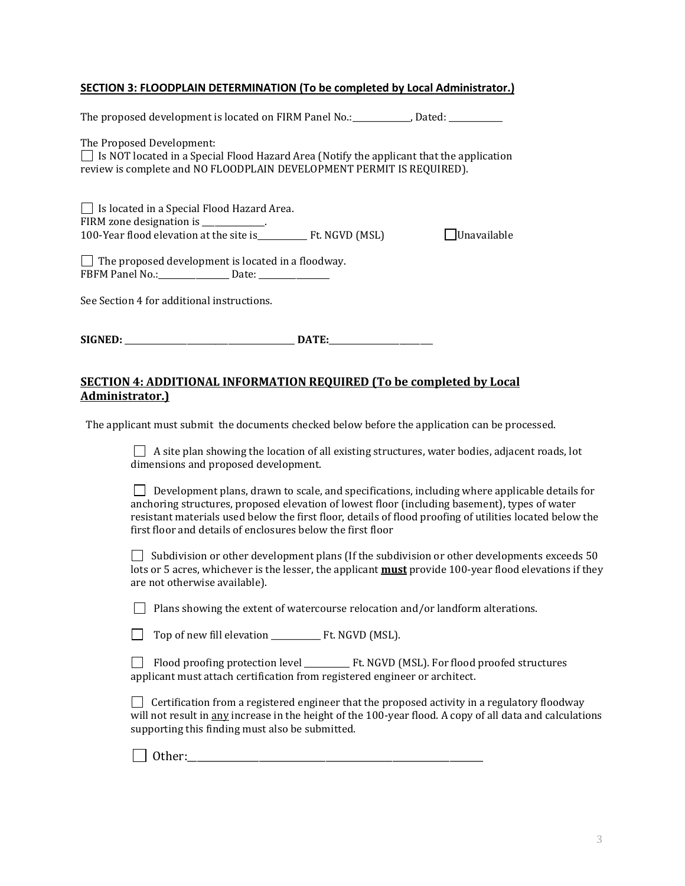## SECTION 3: FLOODPLAIN DETERMINATION (To be completed by Local Administrator.)

The proposed development is located on FIRM Panel No.:_____________, Dated: ____________

The Proposed Development:

☐ Is NOT located in a Special Flood Hazard Area (Notify the applicant that the application review is complete and NO FLOODPLAIN DEVELOPMENT PERMIT IS REQUIRED).

☐ Is located in a Special Flood Hazard Area.

FIRM zone designation is _____________.

100-Year flood elevation at the site is___________ Ft. NGVD (MSL) ☐Unavailable

☐ The proposed development is located in a floodway.

FBFM Panel No.:_______________ Date: _______________

See Section 4 for additional instructions.

**SIGNED:** ______________________________________ **DATE:**_______________________

## SECTION 4: ADDITIONAL INFORMATION REQUIRED (To be completed by Local Administrator.)

The applicant must submit the documents checked below before the application can be processed.

☐ A site plan showing the location of all existing structures, water bodies, adjacent roads, lot dimensions and proposed development.

☐ Development plans, drawn to scale, and specifications, including where applicable details for anchoring structures, proposed elevation of lowest floor (including basement), types of water resistant materials used below the first floor, details of flood proofing of utilities located below the first floor and details of enclosures below the first floor

☐ Subdivision or other development plans (If the subdivision or other developments exceeds 50 lots or 5 acres, whichever is the lesser, the applicant **must** provide 100-year flood elevations if they are not otherwise available).

☐ Plans showing the extent of watercourse relocation and/or landform alterations.

☐ Top of new fill elevation ___________ Ft. NGVD (MSL).

☐ Flood proofing protection level __________ Ft. NGVD (MSL). For flood proofed structures applicant must attach certification from registered engineer or architect.

☐ Certification from a registered engineer that the proposed activity in a regulatory floodway will not result in any increase in the height of the 100-year flood. A copy of all data and calculations supporting this finding must also be submitted.

☐ Other:_____________________________________________________________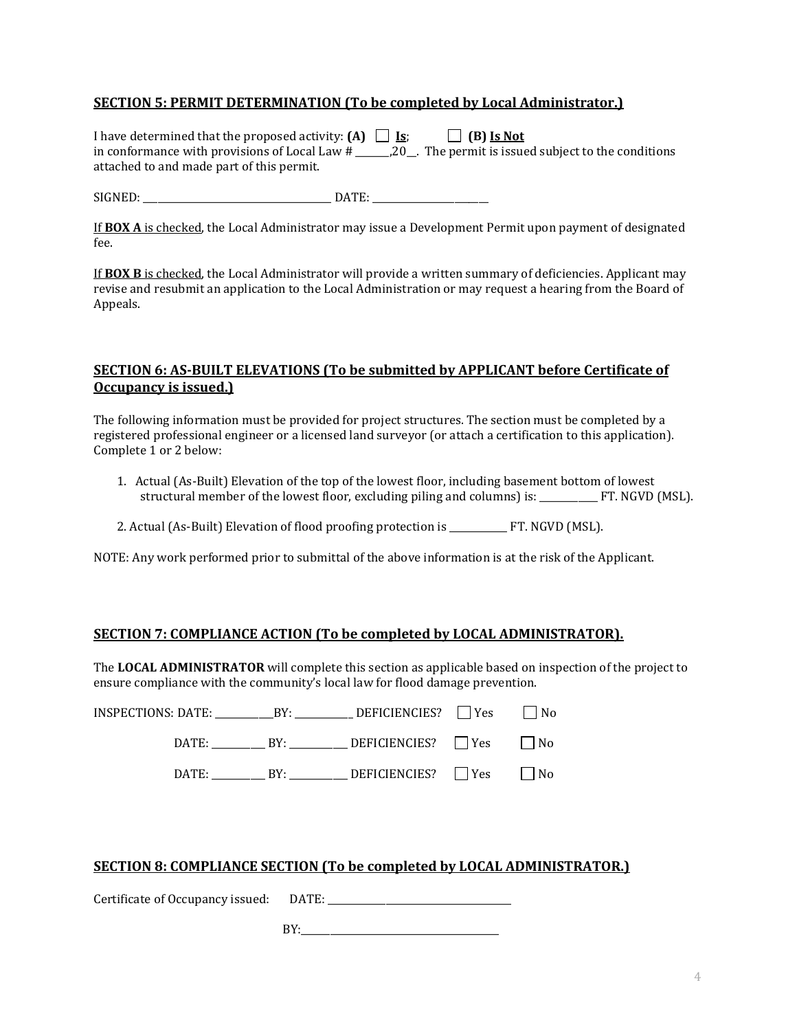## SECTION 5: PERMIT DETERMINATION (To be completed by Local Administrator.)

I have determined that the proposed activity: **(A)** ☐ **Is**; ☐ **(B) Is Not** in conformance with provisions of Local Law # _______,20__. The permit is issued subject to the conditions attached to and made part of this permit.

SIGNED: _____________________________________ DATE: _______________________

If **BOX A** is checked, the Local Administrator may issue a Development Permit upon payment of designated fee.

If **BOX B** is checked, the Local Administrator will provide a written summary of deficiencies. Applicant may revise and resubmit an application to the Local Administration or may request a hearing from the Board of Appeals.

## SECTION 6: AS-BUILT ELEVATIONS (To be submitted by APPLICANT before Certificate of Occupancy is issued.)

The following information must be provided for project structures. The section must be completed by a registered professional engineer or a licensed land surveyor (or attach a certification to this application). Complete 1 or 2 below:

1. Actual (As-Built) Elevation of the top of the lowest floor, including basement bottom of lowest structural member of the lowest floor, excluding piling and columns) is: ____________ FT. NGVD (MSL).
2. Actual (As-Built) Elevation of flood proofing protection is ____________ FT. NGVD (MSL).

NOTE: Any work performed prior to submittal of the above information is at the risk of the Applicant.

## SECTION 7: COMPLIANCE ACTION (To be completed by LOCAL ADMINISTRATOR).

The **LOCAL ADMINISTRATOR** will complete this section as applicable based on inspection of the project to ensure compliance with the community's local law for flood damage prevention.

INSPECTIONS: DATE: ___________BY: ___________ DEFICIENCIES? ☐ Yes ☐ No

DATE: __________ BY: ___________ DEFICIENCIES? ☐ Yes ☐ No

DATE: __________ BY: ___________ DEFICIENCIES? ☐ Yes ☐ No

## SECTION 8: COMPLIANCE SECTION (To be completed by LOCAL ADMINISTRATOR.)

Certificate of Occupancy issued: DATE: _____________________________________

BY:_______________________________________